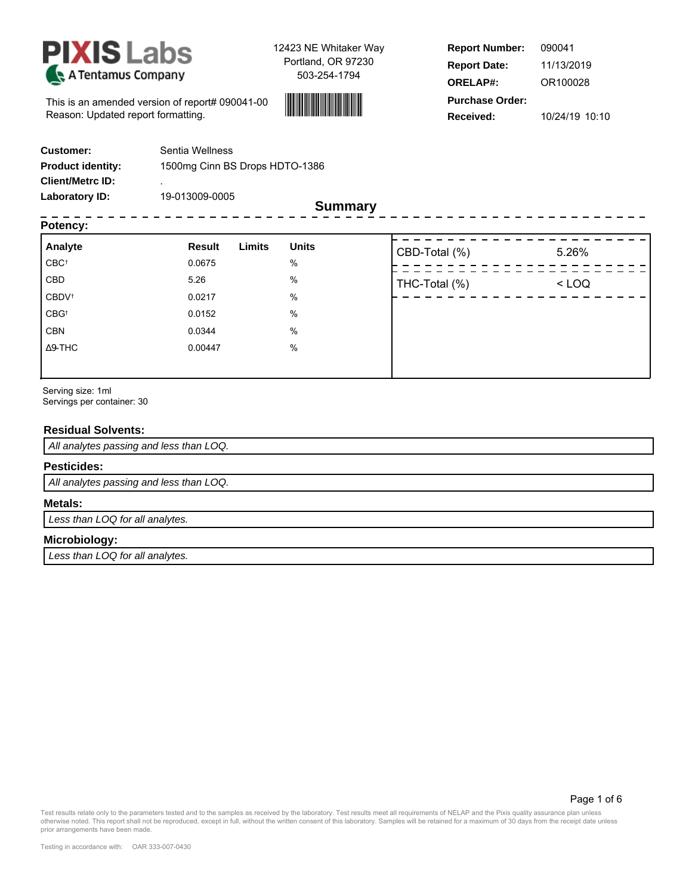**PIXIS Labs**
A Tentamus Company

12423 NE Whitaker Way
Portland, OR 97230
503-254-1794

This is an amended version of report# 090041-00
Reason: Updated report formatting.

| | |
|---|---|
| **Report Number:** | 090041 |
| **Report Date:** | 11/13/2019 |
| **ORELAP#:** | OR100028 |
| **Purchase Order:** | |
| **Received:** | 10/24/19 10:10 |

| | |
|---|---|
| **Customer:** | Sentia Wellness |
| **Product identity:** | 1500mg Cinn BS Drops HDTO-1386 |
| **Client/Metrc ID:** | . |
| **Laboratory ID:** | 19-013009-0005 |

## Summary

### Potency:

| Analyte | Result | Limits | Units |
|---|---|---|---|
| CBC† | 0.0675 | | % |
| CBD | 5.26 | | % |
| CBDV† | 0.0217 | | % |
| CBG† | 0.0152 | | % |
| CBN | 0.0344 | | % |
| Δ9-THC | 0.00447 | | % |

| | |
|---|---|
| CBD-Total (%) | 5.26% |
| THC-Total (%) | < LOQ |

Serving size: 1ml
Servings per container: 30

### Residual Solvents:

*All analytes passing and less than LOQ.*

### Pesticides:

*All analytes passing and less than LOQ.*

### Metals:

*Less than LOQ for all analytes.*

### Microbiology:

*Less than LOQ for all analytes.*

Test results relate only to the parameters tested and to the samples as received by the laboratory. Test results meet all requirements of NELAP and the Pixis quality assurance plan unless otherwise noted. This report shall not be reproduced, except in full, without the written consent of this laboratory. Samples will be retained for a maximum of 30 days from the receipt date unless prior arrangements have been made.

Testing in accordance with: OAR 333-007-0430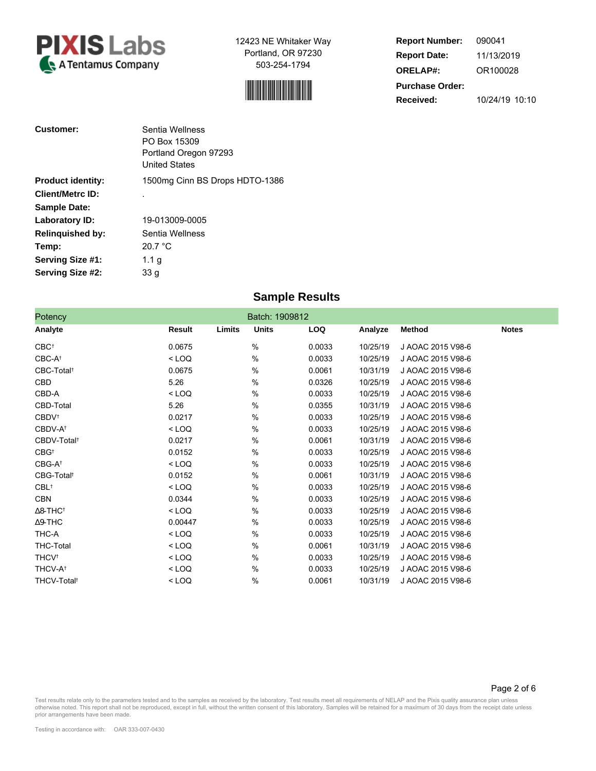**PIXIS Labs**
A Tentamus Company

12423 NE Whitaker Way
Portland, OR 97230
503-254-1794

| | |
|---|---|
| **Report Number:** | 090041 |
| **Report Date:** | 11/13/2019 |
| **ORELAP#:** | OR100028 |
| **Purchase Order:** | |
| **Received:** | 10/24/19 10:10 |

| | |
|---|---|
| **Customer:** | Sentia Wellness<br>PO Box 15309<br>Portland Oregon 97293<br>United States |
| **Product identity:** | 1500mg Cinn BS Drops HDTO-1386 |
| **Client/Metrc ID:** | . |
| **Sample Date:** | |
| **Laboratory ID:** | 19-013009-0005 |
| **Relinquished by:** | Sentia Wellness |
| **Temp:** | 20.7 °C |
| **Serving Size #1:** | 1.1 g |
| **Serving Size #2:** | 33 g |

## Sample Results

Potency — Batch: 1909812

| Analyte | Result | Limits | Units | LOQ | Analyze | Method | Notes |
|---|---|---|---|---|---|---|---|
| CBC† | 0.0675 | | % | 0.0033 | 10/25/19 | J AOAC 2015 V98-6 | |
| CBC-A† | < LOQ | | % | 0.0033 | 10/25/19 | J AOAC 2015 V98-6 | |
| CBC-Total† | 0.0675 | | % | 0.0061 | 10/31/19 | J AOAC 2015 V98-6 | |
| CBD | 5.26 | | % | 0.0326 | 10/25/19 | J AOAC 2015 V98-6 | |
| CBD-A | < LOQ | | % | 0.0033 | 10/25/19 | J AOAC 2015 V98-6 | |
| CBD-Total | 5.26 | | % | 0.0355 | 10/31/19 | J AOAC 2015 V98-6 | |
| CBDV† | 0.0217 | | % | 0.0033 | 10/25/19 | J AOAC 2015 V98-6 | |
| CBDV-A† | < LOQ | | % | 0.0033 | 10/25/19 | J AOAC 2015 V98-6 | |
| CBDV-Total† | 0.0217 | | % | 0.0061 | 10/31/19 | J AOAC 2015 V98-6 | |
| CBG† | 0.0152 | | % | 0.0033 | 10/25/19 | J AOAC 2015 V98-6 | |
| CBG-A† | < LOQ | | % | 0.0033 | 10/25/19 | J AOAC 2015 V98-6 | |
| CBG-Total† | 0.0152 | | % | 0.0061 | 10/31/19 | J AOAC 2015 V98-6 | |
| CBL† | < LOQ | | % | 0.0033 | 10/25/19 | J AOAC 2015 V98-6 | |
| CBN | 0.0344 | | % | 0.0033 | 10/25/19 | J AOAC 2015 V98-6 | |
| Δ8-THC† | < LOQ | | % | 0.0033 | 10/25/19 | J AOAC 2015 V98-6 | |
| Δ9-THC | 0.00447 | | % | 0.0033 | 10/25/19 | J AOAC 2015 V98-6 | |
| THC-A | < LOQ | | % | 0.0033 | 10/25/19 | J AOAC 2015 V98-6 | |
| THC-Total | < LOQ | | % | 0.0061 | 10/31/19 | J AOAC 2015 V98-6 | |
| THCV† | < LOQ | | % | 0.0033 | 10/25/19 | J AOAC 2015 V98-6 | |
| THCV-A† | < LOQ | | % | 0.0033 | 10/25/19 | J AOAC 2015 V98-6 | |
| THCV-Total† | < LOQ | | % | 0.0061 | 10/31/19 | J AOAC 2015 V98-6 | |

Test results relate only to the parameters tested and to the samples as received by the laboratory. Test results meet all requirements of NELAP and the Pixis quality assurance plan unless otherwise noted. This report shall not be reproduced, except in full, without the written consent of this laboratory. Samples will be retained for a maximum of 30 days from the receipt date unless prior arrangements have been made.

Testing in accordance with: OAR 333-007-0430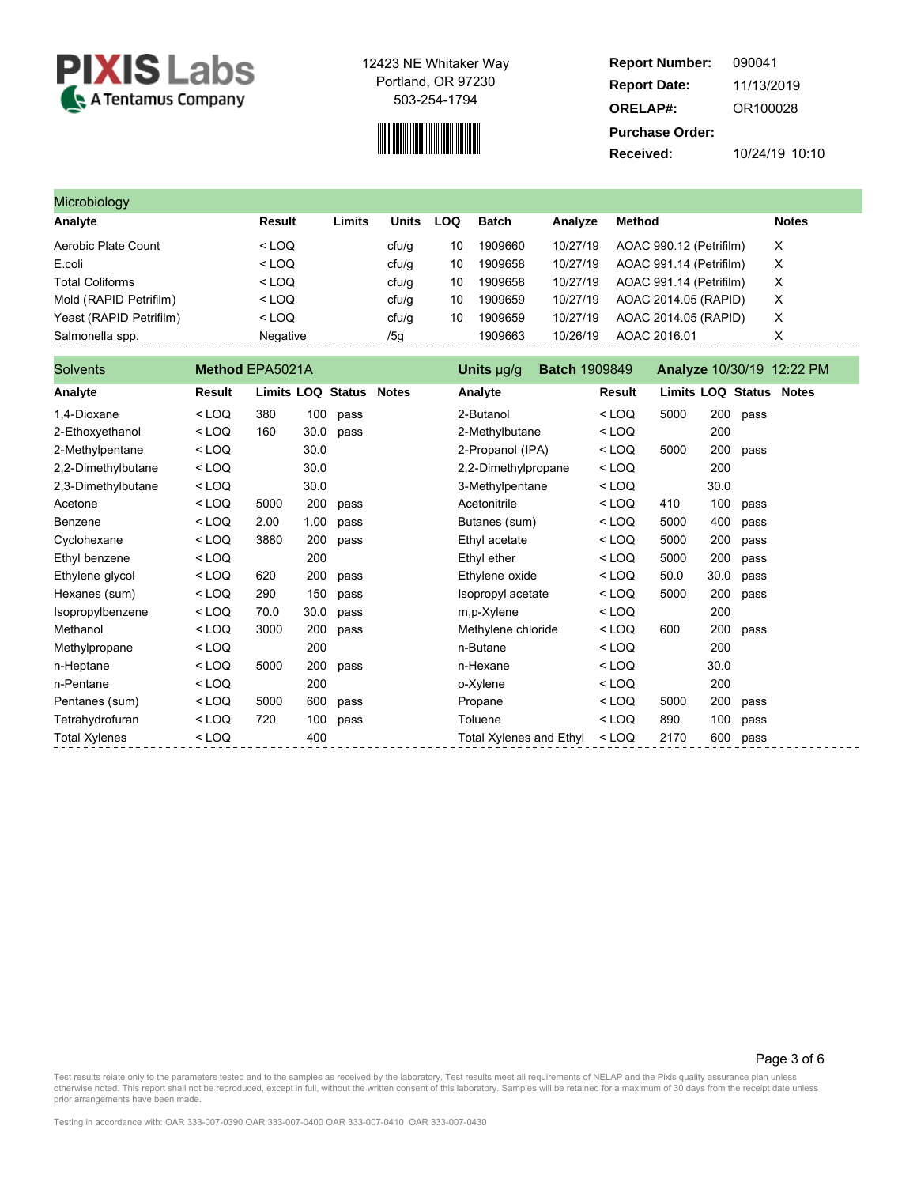**PIXIS Labs**
A Tentamus Company

12423 NE Whitaker Way
Portland, OR 97230
503-254-1794

**Report Number:** 090041
**Report Date:** 11/13/2019
**ORELAP#:** OR100028
**Purchase Order:**
**Received:** 10/24/19 10:10

## Microbiology

| Analyte | Result | Limits | Units | LOQ | Batch | Analyze | Method | Notes |
|---|---|---|---|---|---|---|---|---|
| Aerobic Plate Count | < LOQ | | cfu/g | 10 | 1909660 | 10/27/19 | AOAC 990.12 (Petrifilm) | X |
| E.coli | < LOQ | | cfu/g | 10 | 1909658 | 10/27/19 | AOAC 991.14 (Petrifilm) | X |
| Total Coliforms | < LOQ | | cfu/g | 10 | 1909658 | 10/27/19 | AOAC 991.14 (Petrifilm) | X |
| Mold (RAPID Petrifilm) | < LOQ | | cfu/g | 10 | 1909659 | 10/27/19 | AOAC 2014.05 (RAPID) | X |
| Yeast (RAPID Petrifilm) | < LOQ | | cfu/g | 10 | 1909659 | 10/27/19 | AOAC 2014.05 (RAPID) | X |
| Salmonella spp. | Negative | | /5g | | 1909663 | 10/26/19 | AOAC 2016.01 | X |

## Solvents

**Method** EPA5021A **Units** µg/g **Batch** 1909849 **Analyze** 10/30/19 12:22 PM

| Analyte | Result | Limits | LOQ | Status | Notes | Analyte | Result | Limits | LOQ | Status | Notes |
|---|---|---|---|---|---|---|---|---|---|---|---|
| 1,4-Dioxane | < LOQ | 380 | 100 | pass | | 2-Butanol | < LOQ | 5000 | 200 | pass | |
| 2-Ethoxyethanol | < LOQ | 160 | 30.0 | pass | | 2-Methylbutane | < LOQ | | 200 | | |
| 2-Methylpentane | < LOQ | | 30.0 | | | 2-Propanol (IPA) | < LOQ | 5000 | 200 | pass | |
| 2,2-Dimethylbutane | < LOQ | | 30.0 | | | 2,2-Dimethylpropane | < LOQ | | 200 | | |
| 2,3-Dimethylbutane | < LOQ | | 30.0 | | | 3-Methylpentane | < LOQ | | 30.0 | | |
| Acetone | < LOQ | 5000 | 200 | pass | | Acetonitrile | < LOQ | 410 | 100 | pass | |
| Benzene | < LOQ | 2.00 | 1.00 | pass | | Butanes (sum) | < LOQ | 5000 | 400 | pass | |
| Cyclohexane | < LOQ | 3880 | 200 | pass | | Ethyl acetate | < LOQ | 5000 | 200 | pass | |
| Ethyl benzene | < LOQ | | 200 | | | Ethyl ether | < LOQ | 5000 | 200 | pass | |
| Ethylene glycol | < LOQ | 620 | 200 | pass | | Ethylene oxide | < LOQ | 50.0 | 30.0 | pass | |
| Hexanes (sum) | < LOQ | 290 | 150 | pass | | Isopropyl acetate | < LOQ | 5000 | 200 | pass | |
| Isopropylbenzene | < LOQ | 70.0 | 30.0 | pass | | m,p-Xylene | < LOQ | | 200 | | |
| Methanol | < LOQ | 3000 | 200 | pass | | Methylene chloride | < LOQ | 600 | 200 | pass | |
| Methylpropane | < LOQ | | 200 | | | n-Butane | < LOQ | | 200 | | |
| n-Heptane | < LOQ | 5000 | 200 | pass | | n-Hexane | < LOQ | | 30.0 | | |
| n-Pentane | < LOQ | | 200 | | | o-Xylene | < LOQ | | 200 | | |
| Pentanes (sum) | < LOQ | 5000 | 600 | pass | | Propane | < LOQ | 5000 | 200 | pass | |
| Tetrahydrofuran | < LOQ | 720 | 100 | pass | | Toluene | < LOQ | 890 | 100 | pass | |
| Total Xylenes | < LOQ | | 400 | | | Total Xylenes and Ethyl | < LOQ | 2170 | 600 | pass | |

Test results relate only to the parameters tested and to the samples as received by the laboratory. Test results meet all requirements of NELAP and the Pixis quality assurance plan unless otherwise noted. This report shall not be reproduced, except in full, without the written consent of this laboratory. Samples will be retained for a maximum of 30 days from the receipt date unless prior arrangements have been made.

Testing in accordance with: OAR 333-007-0390 OAR 333-007-0400 OAR 333-007-0410 OAR 333-007-0430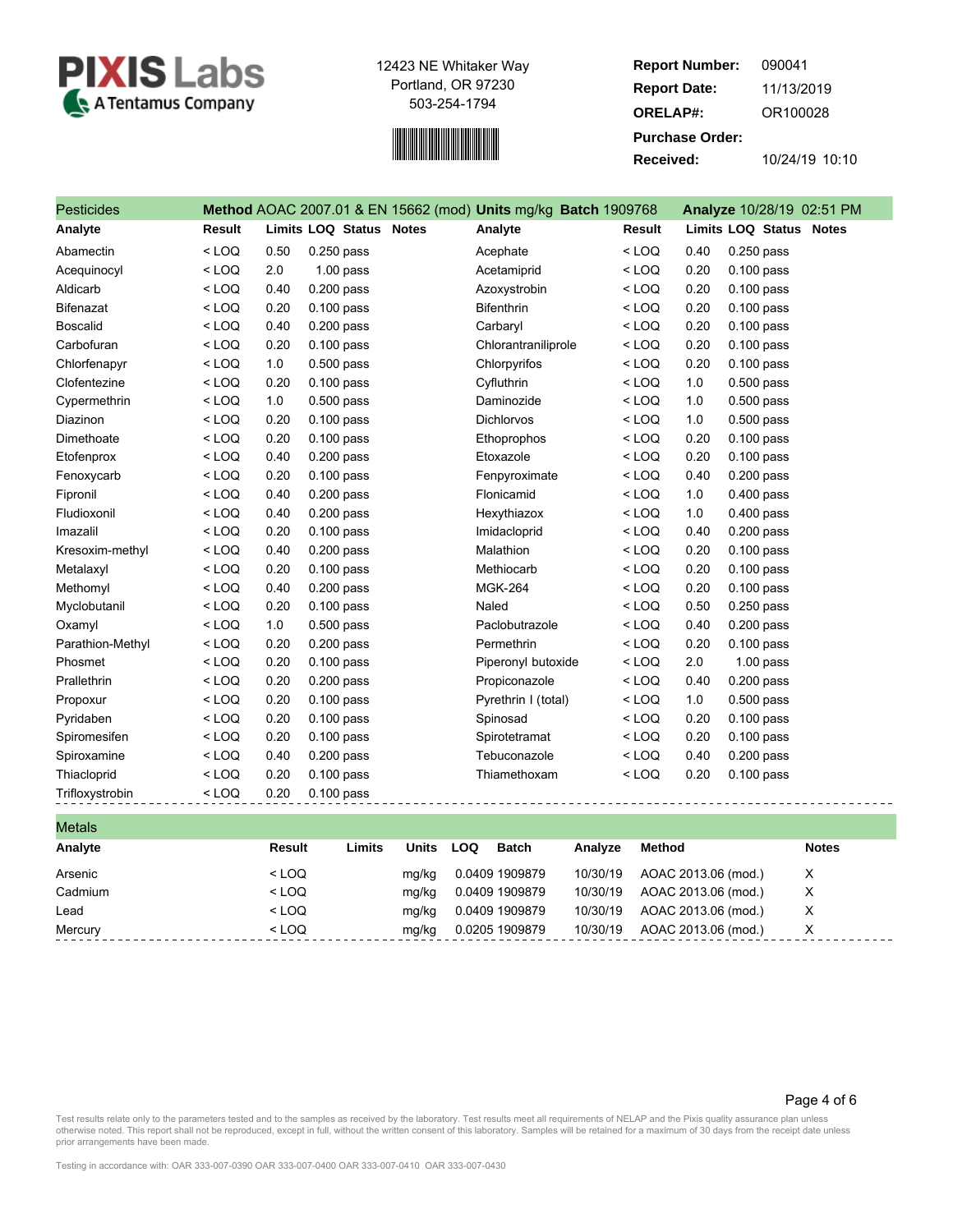**PIXIS Labs**
A Tentamus Company

12423 NE Whitaker Way
Portland, OR 97230
503-254-1794

**Report Number:** 090041
**Report Date:** 11/13/2019
**ORELAP#:** OR100028
**Purchase Order:**
**Received:** 10/24/19 10:10

## Pesticides

**Method** AOAC 2007.01 & EN 15662 (mod) **Units** mg/kg **Batch** 1909768 **Analyze** 10/28/19 02:51 PM

| Analyte | Result | Limits | LOQ | Status | Notes | Analyte | Result | Limits | LOQ | Status | Notes |
|---|---|---|---|---|---|---|---|---|---|---|---|
| Abamectin | < LOQ | 0.50 | 0.250 | pass | | Acephate | < LOQ | 0.40 | 0.250 | pass | |
| Acequinocyl | < LOQ | 2.0 | 1.00 | pass | | Acetamiprid | < LOQ | 0.20 | 0.100 | pass | |
| Aldicarb | < LOQ | 0.40 | 0.200 | pass | | Azoxystrobin | < LOQ | 0.20 | 0.100 | pass | |
| Bifenazat | < LOQ | 0.20 | 0.100 | pass | | Bifenthrin | < LOQ | 0.20 | 0.100 | pass | |
| Boscalid | < LOQ | 0.40 | 0.200 | pass | | Carbaryl | < LOQ | 0.20 | 0.100 | pass | |
| Carbofuran | < LOQ | 0.20 | 0.100 | pass | | Chlorantraniliprole | < LOQ | 0.20 | 0.100 | pass | |
| Chlorfenapyr | < LOQ | 1.0 | 0.500 | pass | | Chlorpyrifos | < LOQ | 0.20 | 0.100 | pass | |
| Clofentezine | < LOQ | 0.20 | 0.100 | pass | | Cyfluthrin | < LOQ | 1.0 | 0.500 | pass | |
| Cypermethrin | < LOQ | 1.0 | 0.500 | pass | | Daminozide | < LOQ | 1.0 | 0.500 | pass | |
| Diazinon | < LOQ | 0.20 | 0.100 | pass | | Dichlorvos | < LOQ | 1.0 | 0.500 | pass | |
| Dimethoate | < LOQ | 0.20 | 0.100 | pass | | Ethoprophos | < LOQ | 0.20 | 0.100 | pass | |
| Etofenprox | < LOQ | 0.40 | 0.200 | pass | | Etoxazole | < LOQ | 0.20 | 0.100 | pass | |
| Fenoxycarb | < LOQ | 0.20 | 0.100 | pass | | Fenpyroximate | < LOQ | 0.40 | 0.200 | pass | |
| Fipronil | < LOQ | 0.40 | 0.200 | pass | | Flonicamid | < LOQ | 1.0 | 0.400 | pass | |
| Fludioxonil | < LOQ | 0.40 | 0.200 | pass | | Hexythiazox | < LOQ | 1.0 | 0.400 | pass | |
| Imazalil | < LOQ | 0.20 | 0.100 | pass | | Imidacloprid | < LOQ | 0.40 | 0.200 | pass | |
| Kresoxim-methyl | < LOQ | 0.40 | 0.200 | pass | | Malathion | < LOQ | 0.20 | 0.100 | pass | |
| Metalaxyl | < LOQ | 0.20 | 0.100 | pass | | Methiocarb | < LOQ | 0.20 | 0.100 | pass | |
| Methomyl | < LOQ | 0.40 | 0.200 | pass | | MGK-264 | < LOQ | 0.20 | 0.100 | pass | |
| Myclobutanil | < LOQ | 0.20 | 0.100 | pass | | Naled | < LOQ | 0.50 | 0.250 | pass | |
| Oxamyl | < LOQ | 1.0 | 0.500 | pass | | Paclobutrazole | < LOQ | 0.40 | 0.200 | pass | |
| Parathion-Methyl | < LOQ | 0.20 | 0.200 | pass | | Permethrin | < LOQ | 0.20 | 0.100 | pass | |
| Phosmet | < LOQ | 0.20 | 0.100 | pass | | Piperonyl butoxide | < LOQ | 2.0 | 1.00 | pass | |
| Prallethrin | < LOQ | 0.20 | 0.200 | pass | | Propiconazole | < LOQ | 0.40 | 0.200 | pass | |
| Propoxur | < LOQ | 0.20 | 0.100 | pass | | Pyrethrin I (total) | < LOQ | 1.0 | 0.500 | pass | |
| Pyridaben | < LOQ | 0.20 | 0.100 | pass | | Spinosad | < LOQ | 0.20 | 0.100 | pass | |
| Spiromesifen | < LOQ | 0.20 | 0.100 | pass | | Spirotetramat | < LOQ | 0.20 | 0.100 | pass | |
| Spiroxamine | < LOQ | 0.40 | 0.200 | pass | | Tebuconazole | < LOQ | 0.40 | 0.200 | pass | |
| Thiacloprid | < LOQ | 0.20 | 0.100 | pass | | Thiamethoxam | < LOQ | 0.20 | 0.100 | pass | |
| Trifloxystrobin | < LOQ | 0.20 | 0.100 | pass | | | | | | | |

## Metals

| Analyte | Result | Limits | Units | LOQ | Batch | Analyze | Method | Notes |
|---|---|---|---|---|---|---|---|---|
| Arsenic | < LOQ | | mg/kg | 0.0409 | 1909879 | 10/30/19 | AOAC 2013.06 (mod.) | X |
| Cadmium | < LOQ | | mg/kg | 0.0409 | 1909879 | 10/30/19 | AOAC 2013.06 (mod.) | X |
| Lead | < LOQ | | mg/kg | 0.0409 | 1909879 | 10/30/19 | AOAC 2013.06 (mod.) | X |
| Mercury | < LOQ | | mg/kg | 0.0205 | 1909879 | 10/30/19 | AOAC 2013.06 (mod.) | X |

Test results relate only to the parameters tested and to the samples as received by the laboratory. Test results meet all requirements of NELAP and the Pixis quality assurance plan unless otherwise noted. This report shall not be reproduced, except in full, without the written consent of this laboratory. Samples will be retained for a maximum of 30 days from the receipt date unless prior arrangements have been made.

Testing in accordance with: OAR 333-007-0390 OAR 333-007-0400 OAR 333-007-0410 OAR 333-007-0430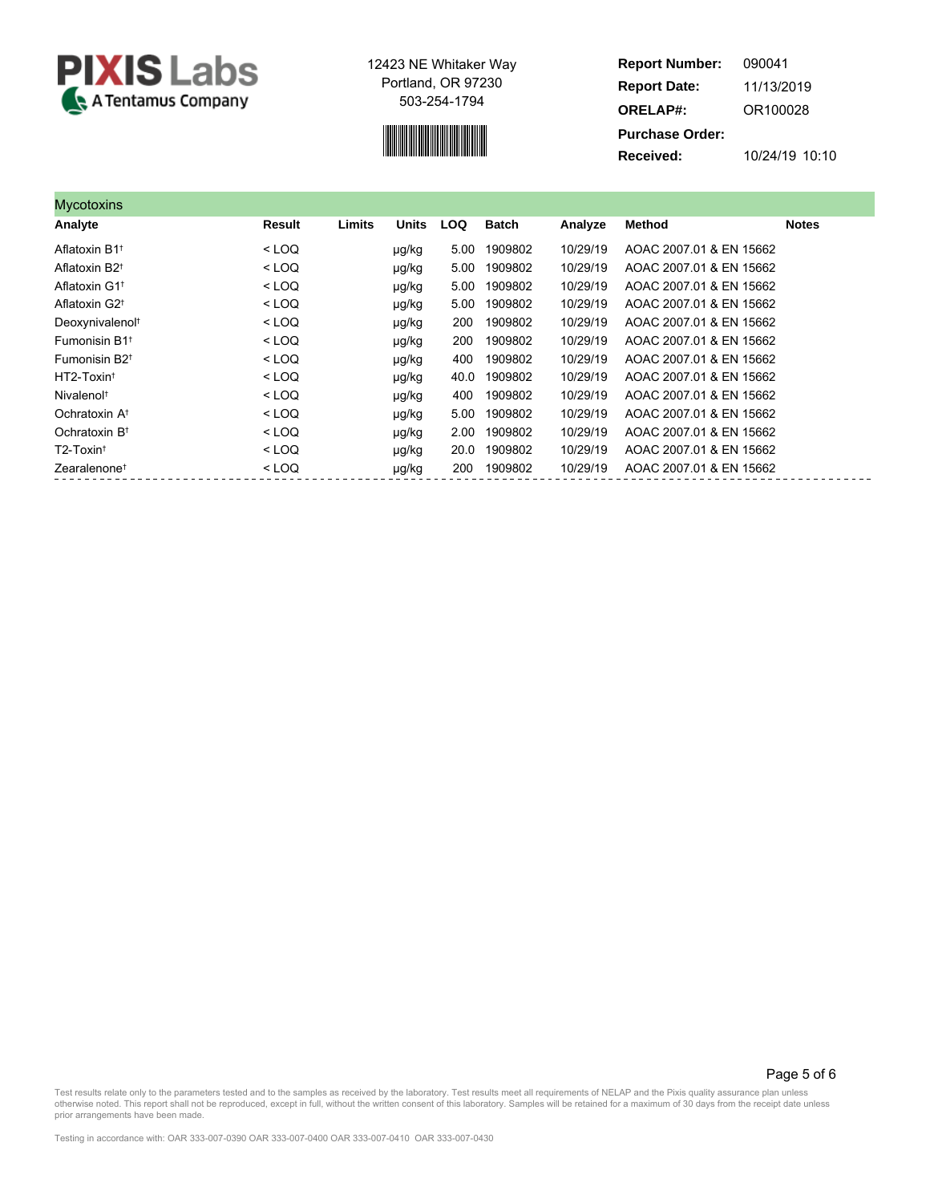**PIXIS Labs**
A Tentamus Company

12423 NE Whitaker Way
Portland, OR 97230
503-254-1794

**Report Number:** 090041
**Report Date:** 11/13/2019
**ORELAP#:** OR100028
**Purchase Order:**
**Received:** 10/24/19 10:10

## Mycotoxins

| Analyte | Result | Limits | Units | LOQ | Batch | Analyze | Method | Notes |
|---|---|---|---|---|---|---|---|---|
| Aflatoxin B1† | < LOQ | | μg/kg | 5.00 | 1909802 | 10/29/19 | AOAC 2007.01 & EN 15662 | |
| Aflatoxin B2† | < LOQ | | μg/kg | 5.00 | 1909802 | 10/29/19 | AOAC 2007.01 & EN 15662 | |
| Aflatoxin G1† | < LOQ | | μg/kg | 5.00 | 1909802 | 10/29/19 | AOAC 2007.01 & EN 15662 | |
| Aflatoxin G2† | < LOQ | | μg/kg | 5.00 | 1909802 | 10/29/19 | AOAC 2007.01 & EN 15662 | |
| Deoxynivalenol† | < LOQ | | μg/kg | 200 | 1909802 | 10/29/19 | AOAC 2007.01 & EN 15662 | |
| Fumonisin B1† | < LOQ | | μg/kg | 200 | 1909802 | 10/29/19 | AOAC 2007.01 & EN 15662 | |
| Fumonisin B2† | < LOQ | | μg/kg | 400 | 1909802 | 10/29/19 | AOAC 2007.01 & EN 15662 | |
| HT2-Toxin† | < LOQ | | μg/kg | 40.0 | 1909802 | 10/29/19 | AOAC 2007.01 & EN 15662 | |
| Nivalenol† | < LOQ | | μg/kg | 400 | 1909802 | 10/29/19 | AOAC 2007.01 & EN 15662 | |
| Ochratoxin A† | < LOQ | | μg/kg | 5.00 | 1909802 | 10/29/19 | AOAC 2007.01 & EN 15662 | |
| Ochratoxin B† | < LOQ | | μg/kg | 2.00 | 1909802 | 10/29/19 | AOAC 2007.01 & EN 15662 | |
| T2-Toxin† | < LOQ | | μg/kg | 20.0 | 1909802 | 10/29/19 | AOAC 2007.01 & EN 15662 | |
| Zearalenone† | < LOQ | | μg/kg | 200 | 1909802 | 10/29/19 | AOAC 2007.01 & EN 15662 | |

Test results relate only to the parameters tested and to the samples as received by the laboratory. Test results meet all requirements of NELAP and the Pixis quality assurance plan unless otherwise noted. This report shall not be reproduced, except in full, without the written consent of this laboratory. Samples will be retained for a maximum of 30 days from the receipt date unless prior arrangements have been made.

Testing in accordance with: OAR 333-007-0390 OAR 333-007-0400 OAR 333-007-0410 OAR 333-007-0430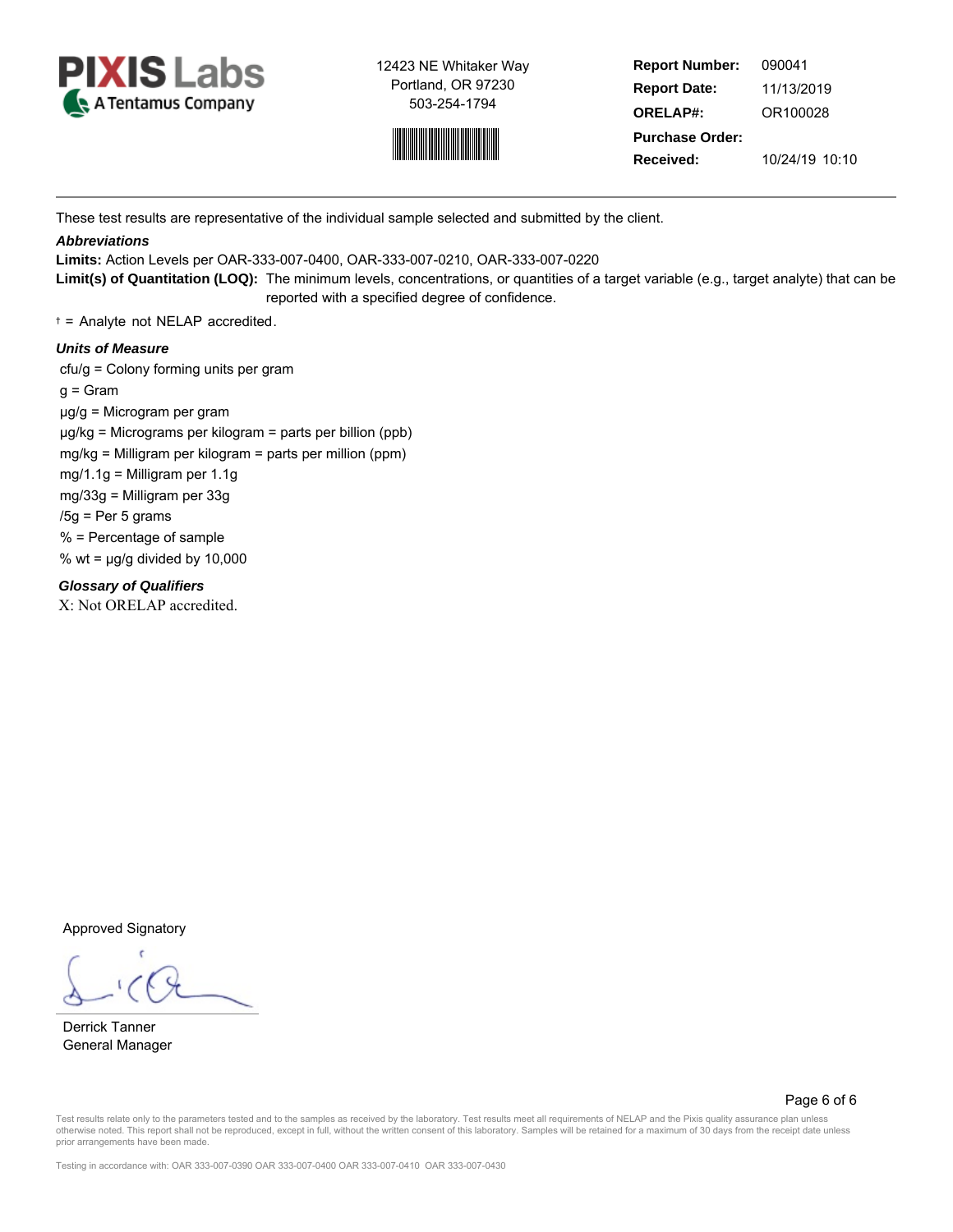**PIXIS Labs**
A Tentamus Company

12423 NE Whitaker Way
Portland, OR 97230
503-254-1794

| | |
|---|---|
| **Report Number:** | 090041 |
| **Report Date:** | 11/13/2019 |
| **ORELAP#:** | OR100028 |
| **Purchase Order:** | |
| **Received:** | 10/24/19 10:10 |

These test results are representative of the individual sample selected and submitted by the client.

***Abbreviations***

**Limits:** Action Levels per OAR-333-007-0400, OAR-333-007-0210, OAR-333-007-0220

**Limit(s) of Quantitation (LOQ):** The minimum levels, concentrations, or quantities of a target variable (e.g., target analyte) that can be reported with a specified degree of confidence.

† = Analyte not NELAP accredited.

***Units of Measure***

cfu/g = Colony forming units per gram
g = Gram
µg/g = Microgram per gram
µg/kg = Micrograms per kilogram = parts per billion (ppb)
mg/kg = Milligram per kilogram = parts per million (ppm)
mg/1.1g = Milligram per 1.1g
mg/33g = Milligram per 33g
/5g = Per 5 grams
% = Percentage of sample
% wt = µg/g divided by 10,000

***Glossary of Qualifiers***

X: Not ORELAP accredited.

Approved Signatory

Derrick Tanner
General Manager

Test results relate only to the parameters tested and to the samples as received by the laboratory. Test results meet all requirements of NELAP and the Pixis quality assurance plan unless otherwise noted. This report shall not be reproduced, except in full, without the written consent of this laboratory. Samples will be retained for a maximum of 30 days from the receipt date unless prior arrangements have been made.

Testing in accordance with: OAR 333-007-0390 OAR 333-007-0400 OAR 333-007-0410 OAR 333-007-0430